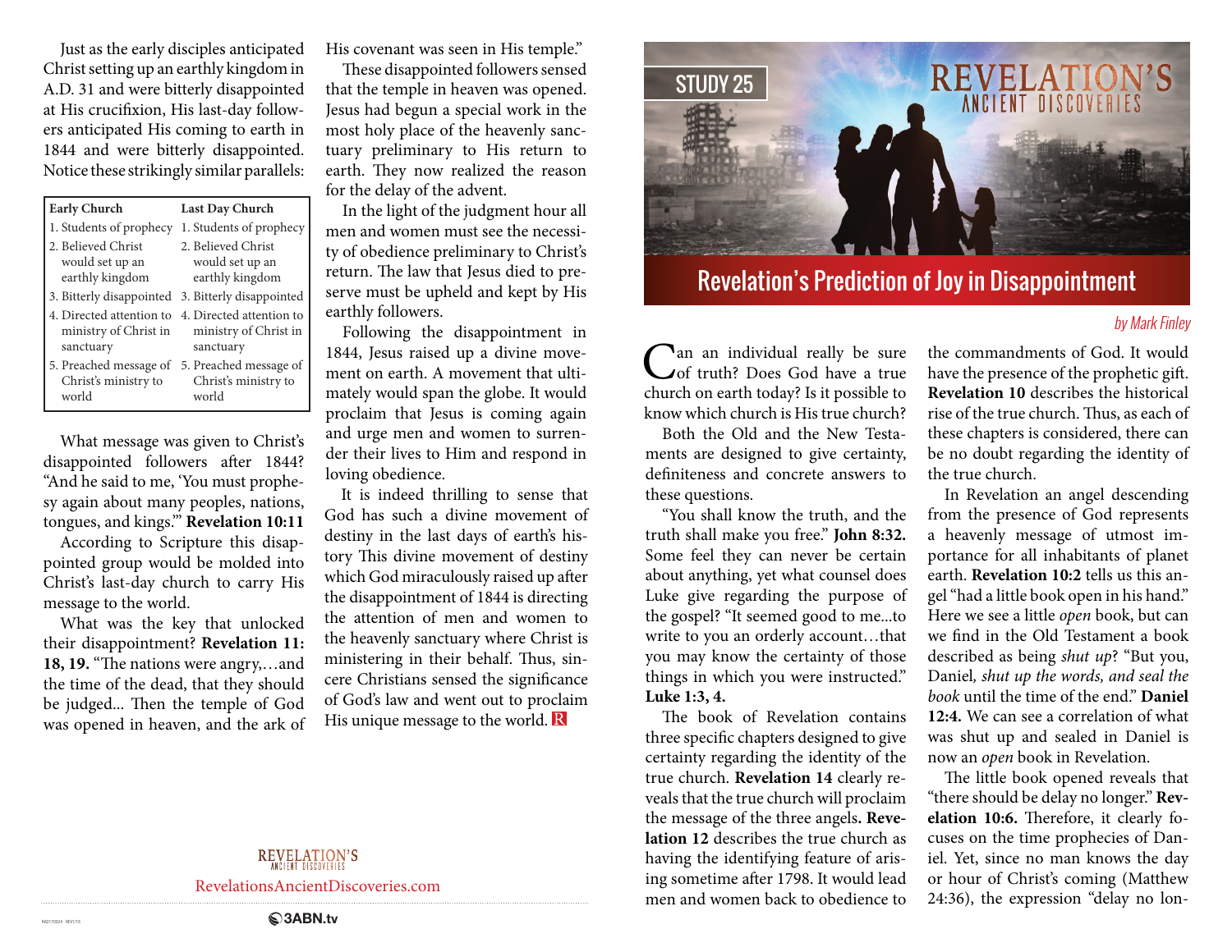## STUDY 25

# Revelation's Prediction of Joy in Disappointment

*by Mark Finley*

Can an individual really be sure of truth? Does God have a true church on earth today? Is it possible to know which church is His true church?

Both the Old and the New Testaments are designed to give certainty, definiteness and concrete answers to these questions.

"You shall know the truth, and the truth shall make you free." **John 8:32.** Some feel they can never be certain about anything, yet what counsel does Luke give regarding the purpose of the gospel? "It seemed good to me...to write to you an orderly account…that you may know the certainty of those things in which you were instructed." **Luke 1:3, 4.**

The book of Revelation contains three specific chapters designed to give certainty regarding the identity of the true church. **Revelation 14** clearly reveals that the true church will proclaim the message of the three angels**. Revelation 12** describes the true church as having the identifying feature of arising sometime after 1798. It would lead men and women back to obedience to the commandments of God. It would have the presence of the prophetic gift. **Revelation 10** describes the historical rise of the true church. Thus, as each of these chapters is considered, there can be no doubt regarding the identity of the true church.

In Revelation an angel descending from the presence of God represents a heavenly message of utmost importance for all inhabitants of planet earth. **Revelation 10:2** tells us this angel "had a little book open in his hand." Here we see a little *open* book, but can we find in the Old Testament a book described as being *shut up*? "But you, Daniel*, shut up the words, and seal the book* until the time of the end." **Daniel 12:4.** We can see a correlation of what was shut up and sealed in Daniel is now an *open* book in Revelation.

The little book opened reveals that "there should be delay no longer." **Revelation 10:6.** Therefore, it clearly focuses on the time prophecies of Daniel. Yet, since no man knows the day or hour of Christ's coming (Matthew 24:36), the expression "delay no lon-

Just as the early disciples anticipated Christ setting up an earthly kingdom in A.D. 31 and were bitterly disappointed at His crucifixion, His last-day followers anticipated His coming to earth in 1844 and were bitterly disappointed. Notice these strikingly similar parallels:

| Early Church | Last Day Church |
|---|---|
| 1. Students of prophecy | 1. Students of prophecy |
| 2. Believed Christ would set up an earthly kingdom | 2. Believed Christ would set up an earthly kingdom |
| 3. Bitterly disappointed | 3. Bitterly disappointed |
| 4. Directed attention to ministry of Christ in sanctuary | 4. Directed attention to ministry of Christ in sanctuary |
| 5. Preached message of Christ's ministry to world | 5. Preached message of Christ's ministry to world |

What message was given to Christ's disappointed followers after 1844? "And he said to me, 'You must prophesy again about many peoples, nations, tongues, and kings.'" **Revelation 10:11**

According to Scripture this disappointed group would be molded into Christ's last-day church to carry His message to the world.

What was the key that unlocked their disappointment? **Revelation 11: 18, 19.** "The nations were angry,…and the time of the dead, that they should be judged... Then the temple of God was opened in heaven, and the ark of His covenant was seen in His temple."

These disappointed followers sensed that the temple in heaven was opened. Jesus had begun a special work in the most holy place of the heavenly sanctuary preliminary to His return to earth. They now realized the reason for the delay of the advent.

In the light of the judgment hour all men and women must see the necessity of obedience preliminary to Christ's return. The law that Jesus died to preserve must be upheld and kept by His earthly followers.

Following the disappointment in 1844, Jesus raised up a divine movement on earth. A movement that ultimately would span the globe. It would proclaim that Jesus is coming again and urge men and women to surrender their lives to Him and respond in loving obedience.

It is indeed thrilling to sense that God has such a divine movement of destiny in the last days of earth's history This divine movement of destiny which God miraculously raised up after the disappointment of 1844 is directing the attention of men and women to the heavenly sanctuary where Christ is ministering in their behalf. Thus, sincere Christians sensed the significance of God's law and went out to proclaim His unique message to the world.

RevelationsAncientDiscoveries.com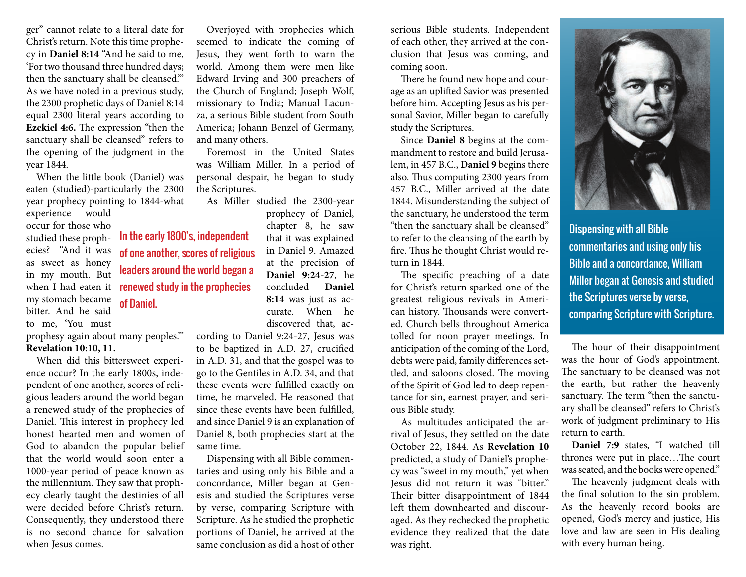ger" cannot relate to a literal date for Christ's return. Note this time prophecy in **Daniel 8:14** "And he said to me, 'For two thousand three hundred days; then the sanctuary shall be cleansed.'" As we have noted in a previous study, the 2300 prophetic days of Daniel 8:14 equal 2300 literal years according to **Ezekiel 4:6.** The expression "then the sanctuary shall be cleansed" refers to the opening of the judgment in the year 1844.

When the little book (Daniel) was eaten (studied)-particularly the 2300 year prophecy pointing to 1844-what experience would occur for those who studied these prophecies? "And it was as sweet as honey in my mouth. But when I had eaten it my stomach became bitter. And he said to me, 'You must prophesy again about many peoples.'" **Revelation 10:10, 11.**

When did this bittersweet experience occur? In the early 1800s, independent of one another, scores of religious leaders around the world began a renewed study of the prophecies of Daniel. This interest in prophecy led honest hearted men and women of God to abandon the popular belief that the world would soon enter a 1000-year period of peace known as the millennium. They saw that prophecy clearly taught the destinies of all were decided before Christ's return. Consequently, they understood there is no second chance for salvation when Jesus comes.

> In the early 1800's, independent of one another, scores of religious leaders around the world began a renewed study in the prophecies of Daniel.

Overjoyed with prophecies which seemed to indicate the coming of Jesus, they went forth to warn the world. Among them were men like Edward Irving and 300 preachers of the Church of England; Joseph Wolf, missionary to India; Manual Lacunza, a serious Bible student from South America; Johann Benzel of Germany, and many others.

Foremost in the United States was William Miller. In a period of personal despair, he began to study the Scriptures.

As Miller studied the 2300-year prophecy of Daniel, chapter 8, he saw that it was explained in Daniel 9. Amazed at the precision of **Daniel 9:24-27**, he concluded **Daniel 8:14** was just as accurate. When he discovered that, according to Daniel 9:24-27, Jesus was to be baptized in A.D. 27, crucified in A.D. 31, and that the gospel was to go to the Gentiles in A.D. 34, and that these events were fulfilled exactly on time, he marveled. He reasoned that since these events have been fulfilled, and since Daniel 9 is an explanation of Daniel 8, both prophecies start at the same time.

Dispensing with all Bible commentaries and using only his Bible and a concordance, Miller began at Genesis and studied the Scriptures verse by verse, comparing Scripture with Scripture. As he studied the prophetic portions of Daniel, he arrived at the same conclusion as did a host of other serious Bible students. Independent of each other, they arrived at the conclusion that Jesus was coming, and coming soon.

There he found new hope and courage as an uplifted Savior was presented before him. Accepting Jesus as his personal Savior, Miller began to carefully study the Scriptures.

Since **Daniel 8** begins at the commandment to restore and build Jerusalem, in 457 B.C., **Daniel 9** begins there also. Thus computing 2300 years from 457 B.C., Miller arrived at the date 1844. Misunderstanding the subject of the sanctuary, he understood the term "then the sanctuary shall be cleansed" to refer to the cleansing of the earth by fire. Thus he thought Christ would return in 1844.

The specific preaching of a date for Christ's return sparked one of the greatest religious revivals in American history. Thousands were converted. Church bells throughout America tolled for noon prayer meetings. In anticipation of the coming of the Lord, debts were paid, family differences settled, and saloons closed. The moving of the Spirit of God led to deep repentance for sin, earnest prayer, and serious Bible study.

As multitudes anticipated the arrival of Jesus, they settled on the date October 22, 1844. As **Revelation 10** predicted, a study of Daniel's prophecy was "sweet in my mouth," yet when Jesus did not return it was "bitter." Their bitter disappointment of 1844 left them downhearted and discouraged. As they rechecked the prophetic evidence they realized that the date was right.

Dispensing with all Bible commentaries and using only his Bible and a concordance, William Miller began at Genesis and studied the Scriptures verse by verse, comparing Scripture with Scripture.

The hour of their disappointment was the hour of God's appointment. The sanctuary to be cleansed was not the earth, but rather the heavenly sanctuary. The term "then the sanctuary shall be cleansed" refers to Christ's work of judgment preliminary to His return to earth.

**Daniel 7:9** states, "I watched till thrones were put in place…The court was seated, and the books were opened."

The heavenly judgment deals with the final solution to the sin problem. As the heavenly record books are opened, God's mercy and justice, His love and law are seen in His dealing with every human being.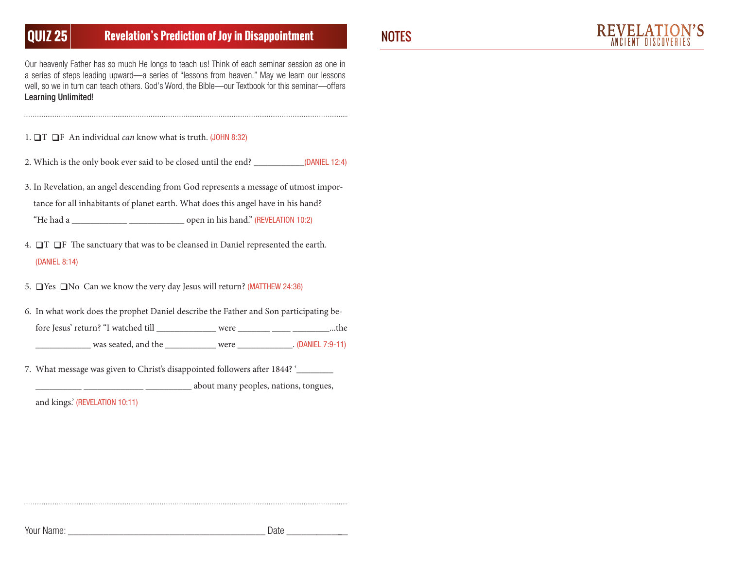# QUIZ 25 Revelation's Prediction of Joy in Disappointment

Our heavenly Father has so much He longs to teach us! Think of each seminar session as one in a series of steps leading upward—a series of "lessons from heaven." May we learn our lessons well, so we in turn can teach others. God's Word, the Bible—our Textbook for this seminar—offers **Learning Unlimited**!

1. ❑T ❑F An individual *can* know what is truth. (JOHN 8:32)

2. Which is the only book ever said to be closed until the end? ___________(DANIEL 12:4)

3. In Revelation, an angel descending from God represents a message of utmost importance for all inhabitants of planet earth. What does this angel have in his hand? "He had a ____________ ____________ open in his hand." (REVELATION 10:2)

4. ❑T ❑F The sanctuary that was to be cleansed in Daniel represented the earth. (DANIEL 8:14)

5. ❑Yes ❑No Can we know the very day Jesus will return? (MATTHEW 24:36)

6. In what work does the prophet Daniel describe the Father and Son participating before Jesus' return? "I watched till _____________ were _______ ____ _________...the ____________ was seated, and the ___________ were ____________. (DANIEL 7:9-11)

7. What message was given to Christ's disappointed followers after 1844? '________ __________ _____________ __________ about many peoples, nations, tongues, and kings.' (REVELATION 10:11)

Your Name: ___________________________________________ Date ____________

## NOTES